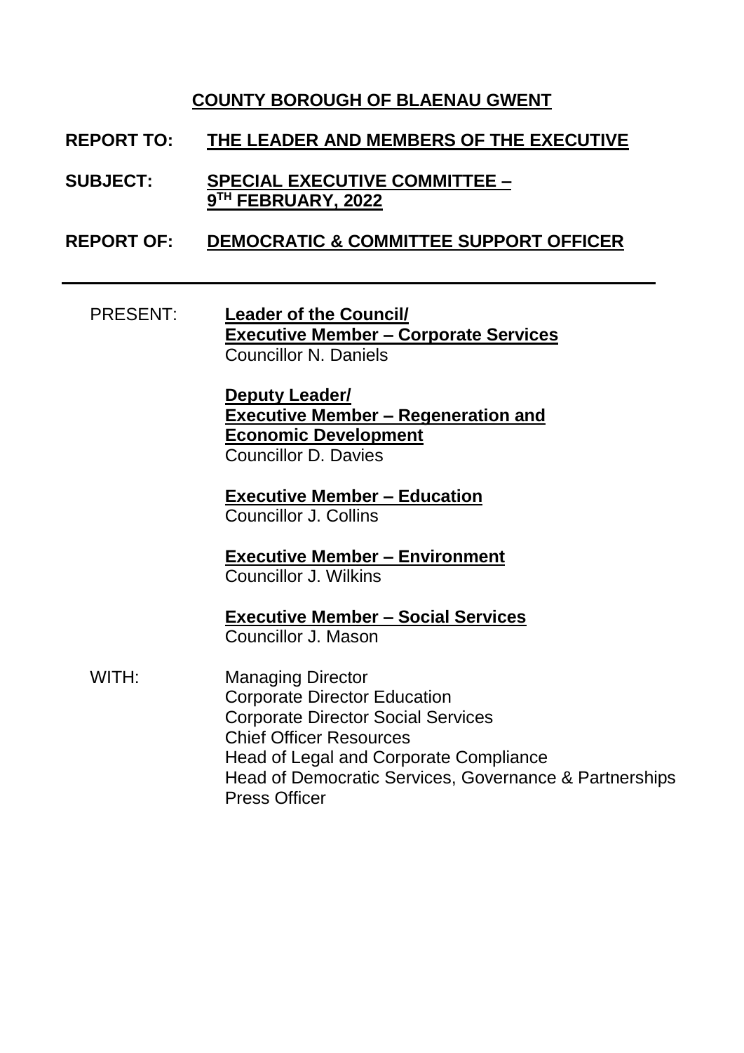**COUNTY BOROUGH OF BLAENAU GWENT**

**REPORT TO:** **THE LEADER AND MEMBERS OF THE EXECUTIVE**

**SUBJECT:** **SPECIAL EXECUTIVE COMMITTEE – 9TH FEBRUARY, 2022**

**REPORT OF:** **DEMOCRATIC & COMMITTEE SUPPORT OFFICER**

---

PRESENT:

**Leader of the Council/**
**Executive Member – Corporate Services**
Councillor N. Daniels

**Deputy Leader/**
**Executive Member – Regeneration and Economic Development**
Councillor D. Davies

**Executive Member – Education**
Councillor J. Collins

**Executive Member – Environment**
Councillor J. Wilkins

**Executive Member – Social Services**
Councillor J. Mason

WITH:

Managing Director
Corporate Director Education
Corporate Director Social Services
Chief Officer Resources
Head of Legal and Corporate Compliance
Head of Democratic Services, Governance & Partnerships
Press Officer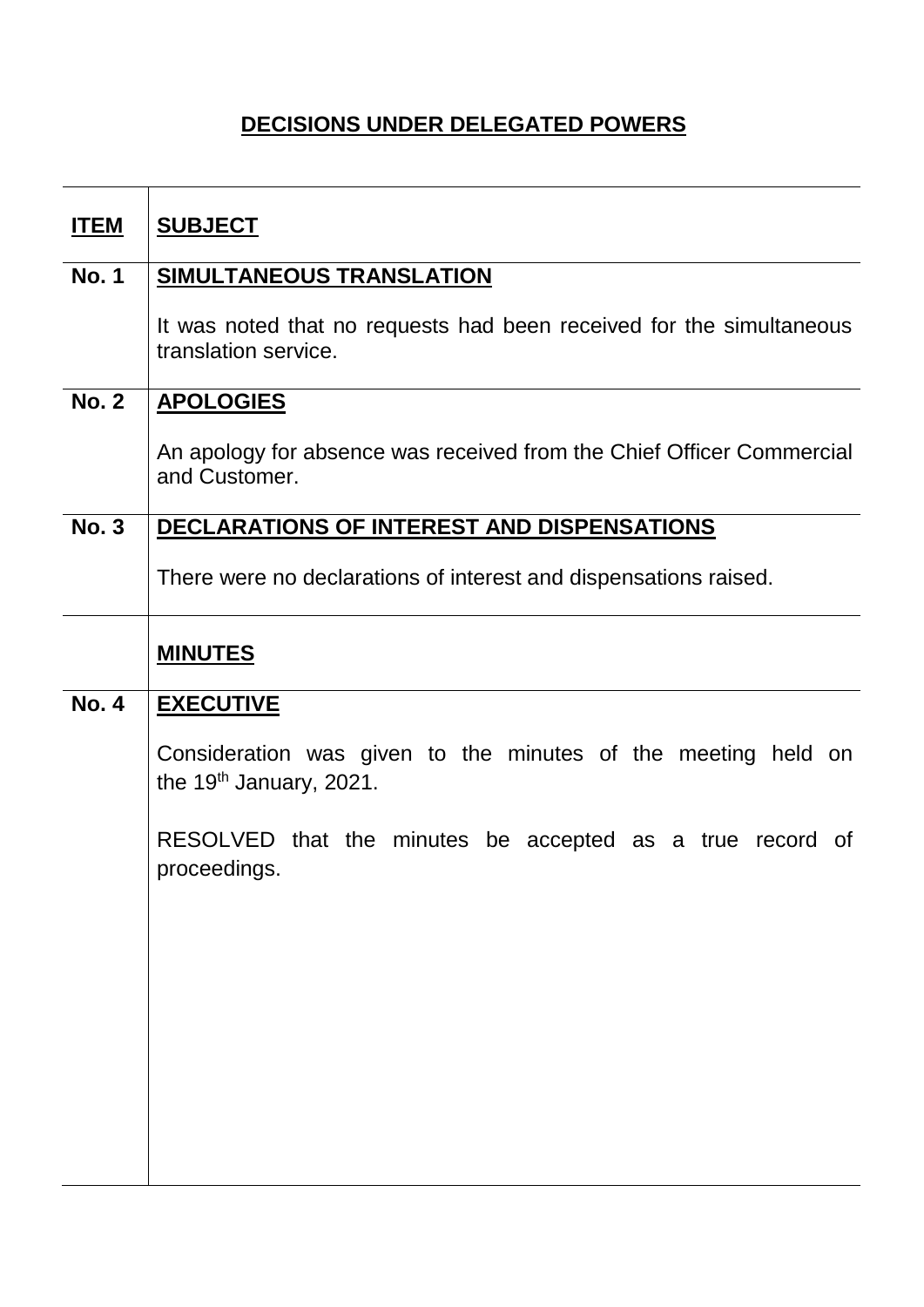# DECISIONS UNDER DELEGATED POWERS

| ITEM | SUBJECT |
|---|---|
| No. 1 | **SIMULTANEOUS TRANSLATION**<br><br>It was noted that no requests had been received for the simultaneous translation service. |
| No. 2 | **APOLOGIES**<br><br>An apology for absence was received from the Chief Officer Commercial and Customer. |
| No. 3 | **DECLARATIONS OF INTEREST AND DISPENSATIONS**<br><br>There were no declarations of interest and dispensations raised. |
| | **MINUTES** |
| No. 4 | **EXECUTIVE**<br><br>Consideration was given to the minutes of the meeting held on the 19th January, 2021.<br><br>RESOLVED that the minutes be accepted as a true record of proceedings. |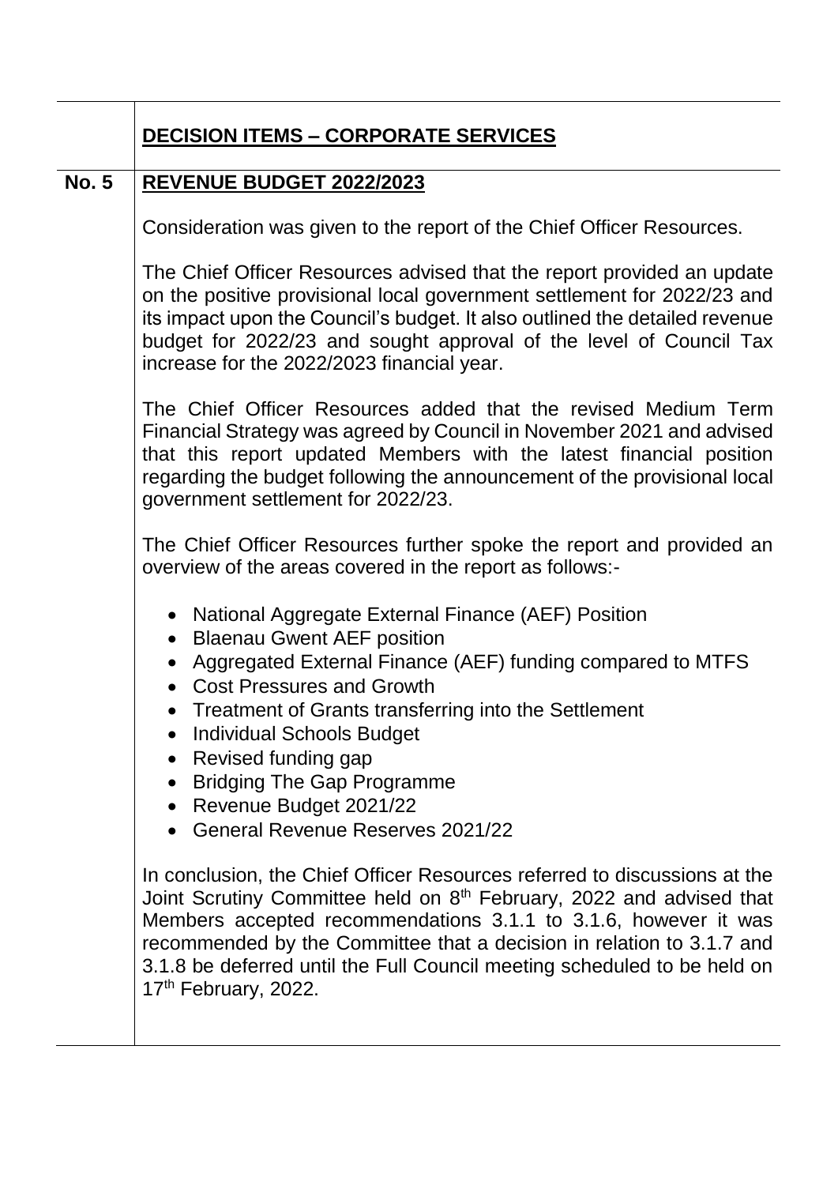## DECISION ITEMS – CORPORATE SERVICES

**No. 5** **REVENUE BUDGET 2022/2023**

Consideration was given to the report of the Chief Officer Resources.

The Chief Officer Resources advised that the report provided an update on the positive provisional local government settlement for 2022/23 and its impact upon the Council's budget. It also outlined the detailed revenue budget for 2022/23 and sought approval of the level of Council Tax increase for the 2022/2023 financial year.

The Chief Officer Resources added that the revised Medium Term Financial Strategy was agreed by Council in November 2021 and advised that this report updated Members with the latest financial position regarding the budget following the announcement of the provisional local government settlement for 2022/23.

The Chief Officer Resources further spoke the report and provided an overview of the areas covered in the report as follows:-

- National Aggregate External Finance (AEF) Position
- Blaenau Gwent AEF position
- Aggregated External Finance (AEF) funding compared to MTFS
- Cost Pressures and Growth
- Treatment of Grants transferring into the Settlement
- Individual Schools Budget
- Revised funding gap
- Bridging The Gap Programme
- Revenue Budget 2021/22
- General Revenue Reserves 2021/22

In conclusion, the Chief Officer Resources referred to discussions at the Joint Scrutiny Committee held on 8th February, 2022 and advised that Members accepted recommendations 3.1.1 to 3.1.6, however it was recommended by the Committee that a decision in relation to 3.1.7 and 3.1.8 be deferred until the Full Council meeting scheduled to be held on 17th February, 2022.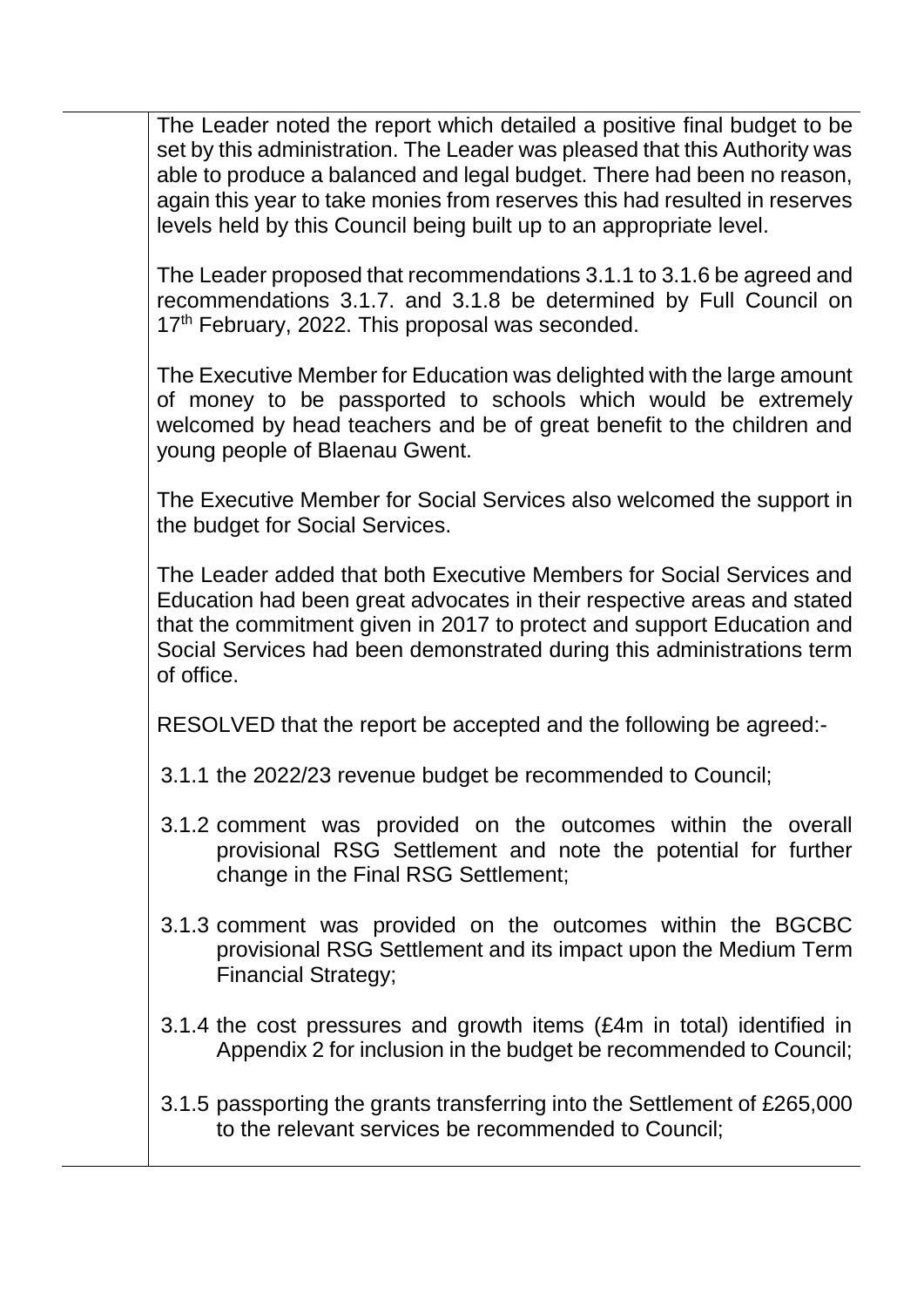The Leader noted the report which detailed a positive final budget to be set by this administration. The Leader was pleased that this Authority was able to produce a balanced and legal budget. There had been no reason, again this year to take monies from reserves this had resulted in reserves levels held by this Council being built up to an appropriate level.

The Leader proposed that recommendations 3.1.1 to 3.1.6 be agreed and recommendations 3.1.7. and 3.1.8 be determined by Full Council on 17th February, 2022. This proposal was seconded.

The Executive Member for Education was delighted with the large amount of money to be passported to schools which would be extremely welcomed by head teachers and be of great benefit to the children and young people of Blaenau Gwent.

The Executive Member for Social Services also welcomed the support in the budget for Social Services.

The Leader added that both Executive Members for Social Services and Education had been great advocates in their respective areas and stated that the commitment given in 2017 to protect and support Education and Social Services had been demonstrated during this administrations term of office.

RESOLVED that the report be accepted and the following be agreed:-

3.1.1 the 2022/23 revenue budget be recommended to Council;

3.1.2 comment was provided on the outcomes within the overall provisional RSG Settlement and note the potential for further change in the Final RSG Settlement;

3.1.3 comment was provided on the outcomes within the BGCBC provisional RSG Settlement and its impact upon the Medium Term Financial Strategy;

3.1.4 the cost pressures and growth items (£4m in total) identified in Appendix 2 for inclusion in the budget be recommended to Council;

3.1.5 passporting the grants transferring into the Settlement of £265,000 to the relevant services be recommended to Council;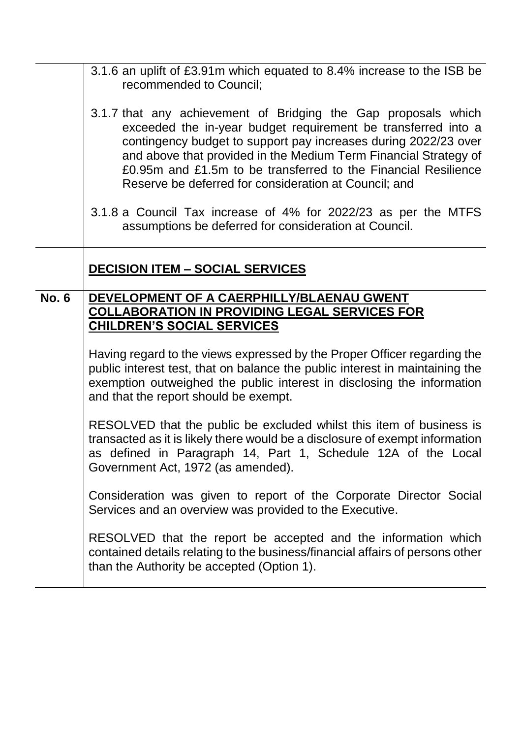3.1.6 an uplift of £3.91m which equated to 8.4% increase to the ISB be recommended to Council;

3.1.7 that any achievement of Bridging the Gap proposals which exceeded the in-year budget requirement be transferred into a contingency budget to support pay increases during 2022/23 over and above that provided in the Medium Term Financial Strategy of £0.95m and £1.5m to be transferred to the Financial Resilience Reserve be deferred for consideration at Council; and

3.1.8 a Council Tax increase of 4% for 2022/23 as per the MTFS assumptions be deferred for consideration at Council.

**DECISION ITEM – SOCIAL SERVICES**

**No. 6 DEVELOPMENT OF A CAERPHILLY/BLAENAU GWENT COLLABORATION IN PROVIDING LEGAL SERVICES FOR CHILDREN'S SOCIAL SERVICES**

Having regard to the views expressed by the Proper Officer regarding the public interest test, that on balance the public interest in maintaining the exemption outweighed the public interest in disclosing the information and that the report should be exempt.

RESOLVED that the public be excluded whilst this item of business is transacted as it is likely there would be a disclosure of exempt information as defined in Paragraph 14, Part 1, Schedule 12A of the Local Government Act, 1972 (as amended).

Consideration was given to report of the Corporate Director Social Services and an overview was provided to the Executive.

RESOLVED that the report be accepted and the information which contained details relating to the business/financial affairs of persons other than the Authority be accepted (Option 1).